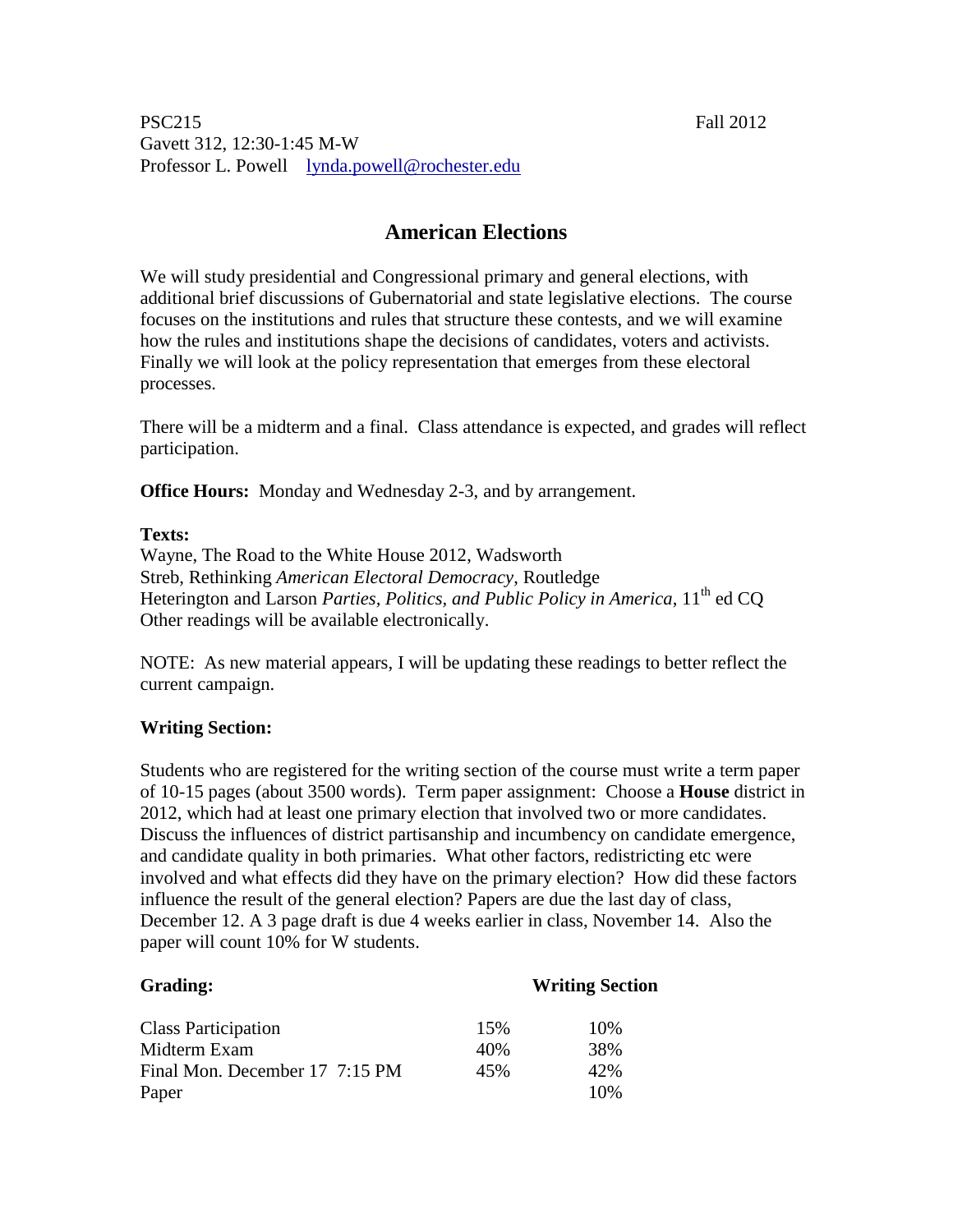PSC215 Fall 2012
Gavett 312, 12:30-1:45 M-W
Professor L. Powell lynda.powell@rochester.edu

# American Elections

We will study presidential and Congressional primary and general elections, with additional brief discussions of Gubernatorial and state legislative elections. The course focuses on the institutions and rules that structure these contests, and we will examine how the rules and institutions shape the decisions of candidates, voters and activists. Finally we will look at the policy representation that emerges from these electoral processes.

There will be a midterm and a final. Class attendance is expected, and grades will reflect participation.

**Office Hours:** Monday and Wednesday 2-3, and by arrangement.

**Texts:**
Wayne, The Road to the White House 2012, Wadsworth
Streb, Rethinking *American Electoral Democracy*, Routledge
Heterington and Larson *Parties, Politics, and Public Policy in America*, 11th ed CQ
Other readings will be available electronically.

NOTE: As new material appears, I will be updating these readings to better reflect the current campaign.

**Writing Section:**

Students who are registered for the writing section of the course must write a term paper of 10-15 pages (about 3500 words). Term paper assignment: Choose a **House** district in 2012, which had at least one primary election that involved two or more candidates. Discuss the influences of district partisanship and incumbency on candidate emergence, and candidate quality in both primaries. What other factors, redistricting etc were involved and what effects did they have on the primary election? How did these factors influence the result of the general election? Papers are due the last day of class, December 12. A 3 page draft is due 4 weeks earlier in class, November 14. Also the paper will count 10% for W students.

| **Grading:** | | **Writing Section** |
|---|---|---|
| Class Participation | 15% | 10% |
| Midterm Exam | 40% | 38% |
| Final Mon. December 17 7:15 PM | 45% | 42% |
| Paper | | 10% |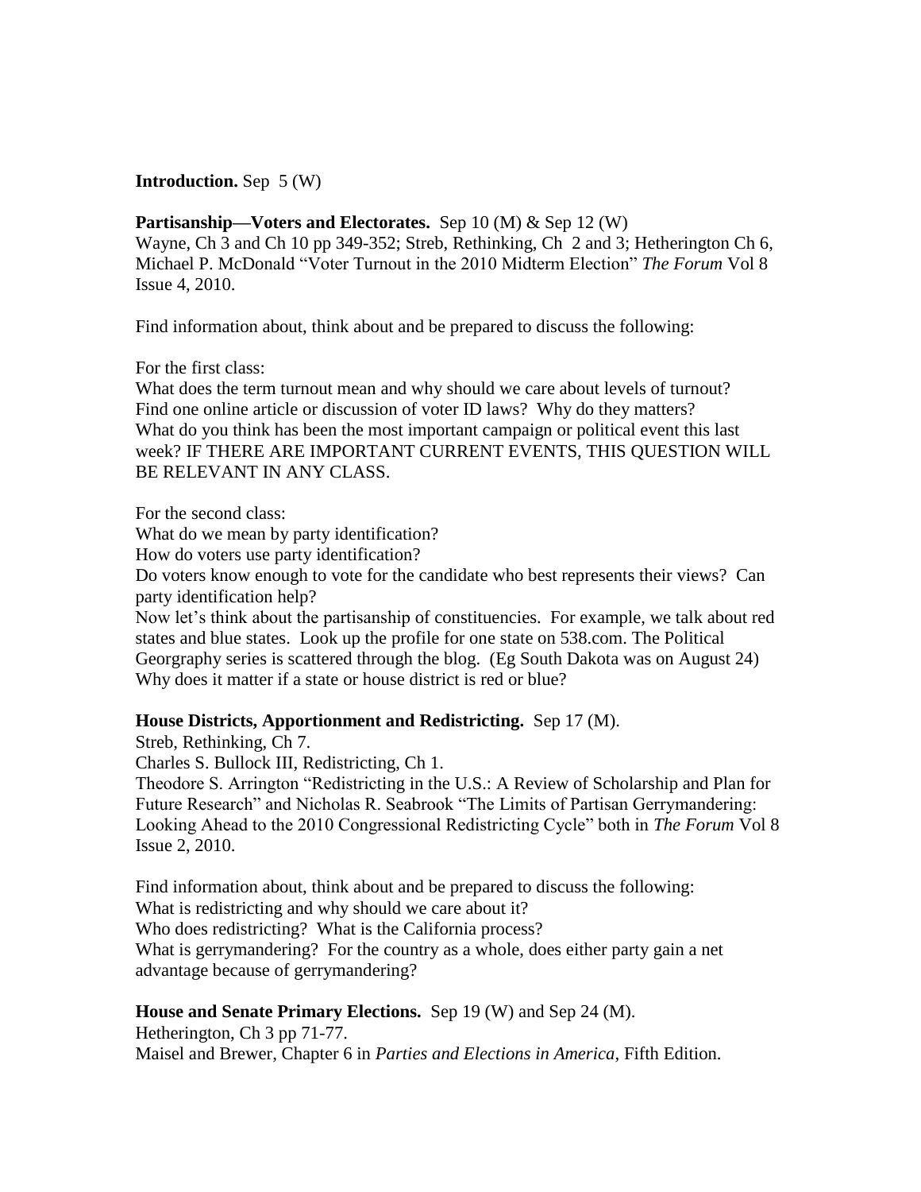**Introduction.** Sep 5 (W)

**Partisanship—Voters and Electorates.** Sep 10 (M) & Sep 12 (W)
Wayne, Ch 3 and Ch 10 pp 349-352; Streb, Rethinking, Ch 2 and 3; Hetherington Ch 6, Michael P. McDonald "Voter Turnout in the 2010 Midterm Election" *The Forum* Vol 8 Issue 4, 2010.

Find information about, think about and be prepared to discuss the following:

For the first class:
What does the term turnout mean and why should we care about levels of turnout?
Find one online article or discussion of voter ID laws? Why do they matters?
What do you think has been the most important campaign or political event this last week? IF THERE ARE IMPORTANT CURRENT EVENTS, THIS QUESTION WILL BE RELEVANT IN ANY CLASS.

For the second class:
What do we mean by party identification?
How do voters use party identification?
Do voters know enough to vote for the candidate who best represents their views? Can party identification help?
Now let's think about the partisanship of constituencies. For example, we talk about red states and blue states. Look up the profile for one state on 538.com. The Political Georgraphy series is scattered through the blog. (Eg South Dakota was on August 24)
Why does it matter if a state or house district is red or blue?

**House Districts, Apportionment and Redistricting.** Sep 17 (M).
Streb, Rethinking, Ch 7.
Charles S. Bullock III, Redistricting, Ch 1.
Theodore S. Arrington "Redistricting in the U.S.: A Review of Scholarship and Plan for Future Research" and Nicholas R. Seabrook "The Limits of Partisan Gerrymandering: Looking Ahead to the 2010 Congressional Redistricting Cycle" both in *The Forum* Vol 8 Issue 2, 2010.

Find information about, think about and be prepared to discuss the following:
What is redistricting and why should we care about it?
Who does redistricting? What is the California process?
What is gerrymandering? For the country as a whole, does either party gain a net advantage because of gerrymandering?

**House and Senate Primary Elections.** Sep 19 (W) and Sep 24 (M).
Hetherington, Ch 3 pp 71-77.
Maisel and Brewer, Chapter 6 in *Parties and Elections in America*, Fifth Edition.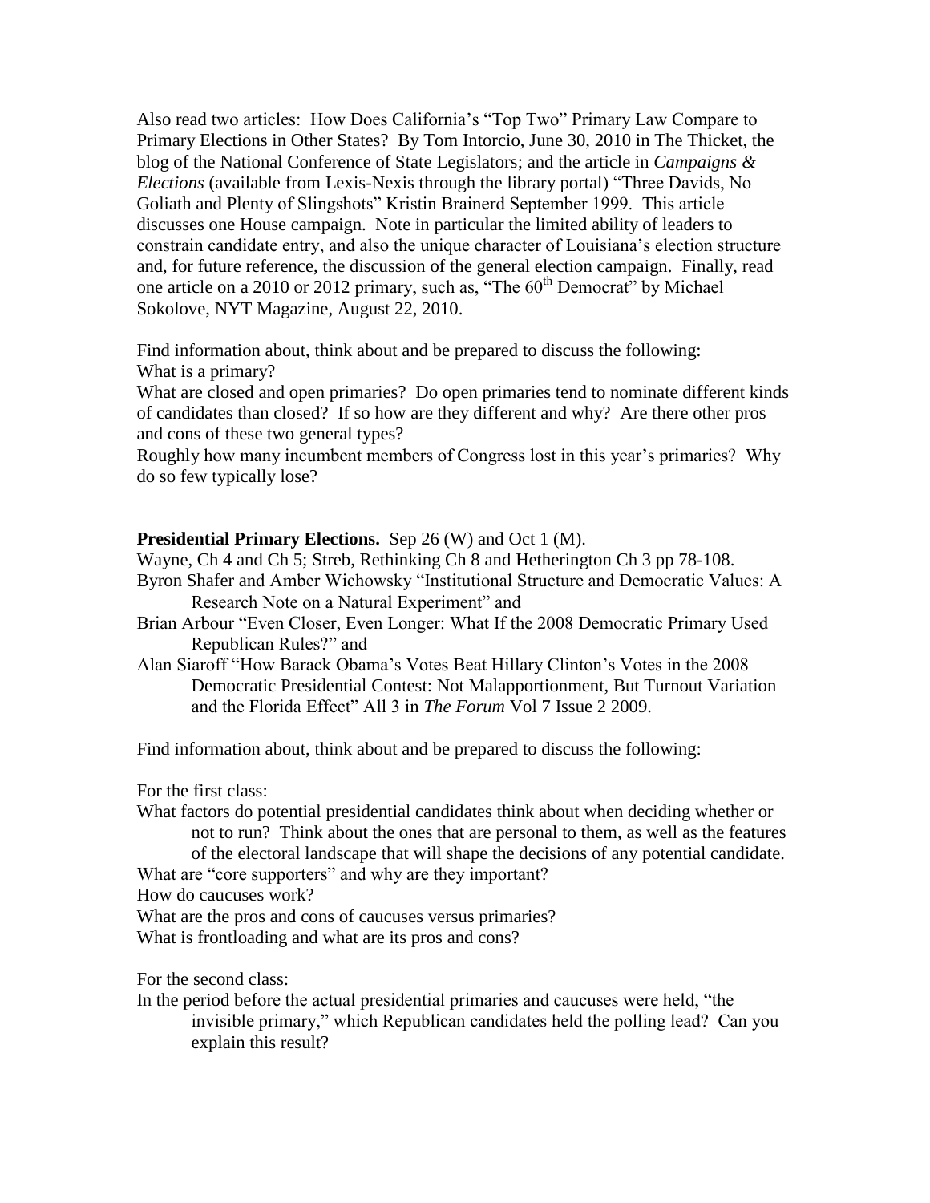Also read two articles: How Does California's "Top Two" Primary Law Compare to Primary Elections in Other States? By Tom Intorcio, June 30, 2010 in The Thicket, the blog of the National Conference of State Legislators; and the article in *Campaigns & Elections* (available from Lexis-Nexis through the library portal) "Three Davids, No Goliath and Plenty of Slingshots" Kristin Brainerd September 1999. This article discusses one House campaign. Note in particular the limited ability of leaders to constrain candidate entry, and also the unique character of Louisiana's election structure and, for future reference, the discussion of the general election campaign. Finally, read one article on a 2010 or 2012 primary, such as, "The 60th Democrat" by Michael Sokolove, NYT Magazine, August 22, 2010.

Find information about, think about and be prepared to discuss the following:
What is a primary?
What are closed and open primaries? Do open primaries tend to nominate different kinds of candidates than closed? If so how are they different and why? Are there other pros and cons of these two general types?
Roughly how many incumbent members of Congress lost in this year's primaries? Why do so few typically lose?

**Presidential Primary Elections.** Sep 26 (W) and Oct 1 (M).

Wayne, Ch 4 and Ch 5; Streb, Rethinking Ch 8 and Hetherington Ch 3 pp 78-108.
Byron Shafer and Amber Wichowsky "Institutional Structure and Democratic Values: A Research Note on a Natural Experiment" and
Brian Arbour "Even Closer, Even Longer: What If the 2008 Democratic Primary Used Republican Rules?" and
Alan Siaroff "How Barack Obama's Votes Beat Hillary Clinton's Votes in the 2008 Democratic Presidential Contest: Not Malapportionment, But Turnout Variation and the Florida Effect" All 3 in *The Forum* Vol 7 Issue 2 2009.

Find information about, think about and be prepared to discuss the following:

For the first class:
What factors do potential presidential candidates think about when deciding whether or not to run? Think about the ones that are personal to them, as well as the features of the electoral landscape that will shape the decisions of any potential candidate.
What are "core supporters" and why are they important?
How do caucuses work?
What are the pros and cons of caucuses versus primaries?
What is frontloading and what are its pros and cons?

For the second class:
In the period before the actual presidential primaries and caucuses were held, "the invisible primary," which Republican candidates held the polling lead? Can you explain this result?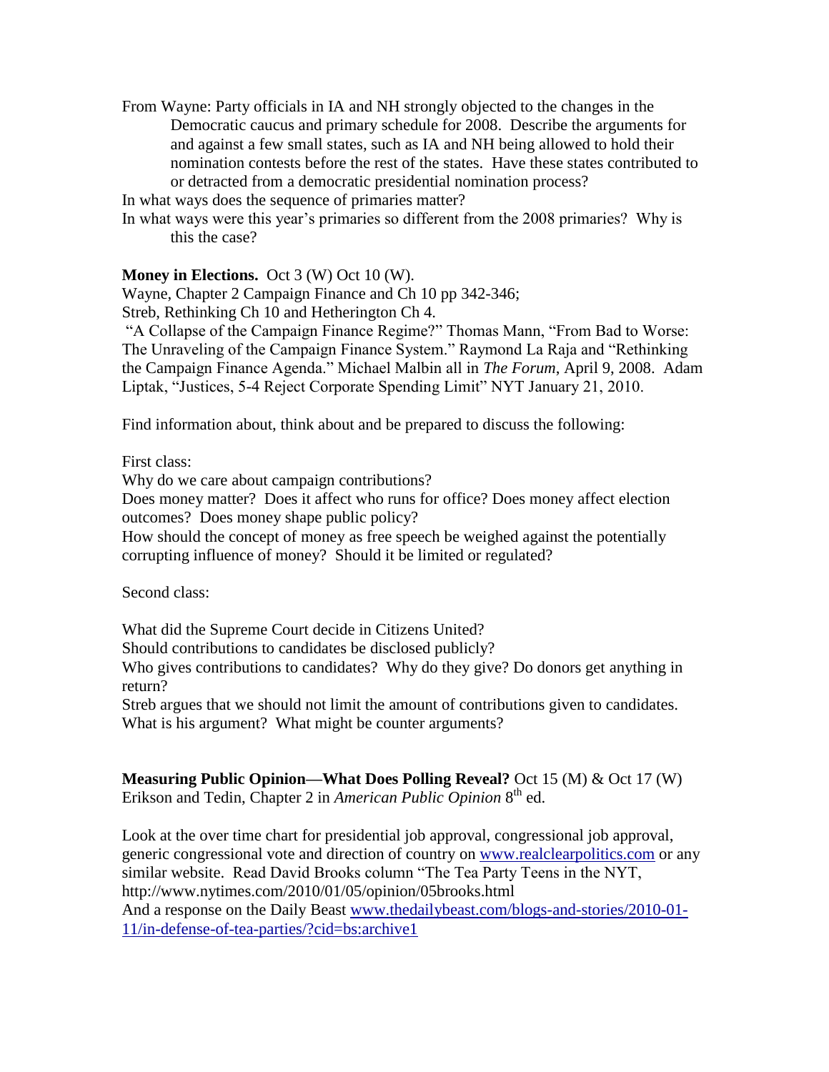From Wayne: Party officials in IA and NH strongly objected to the changes in the Democratic caucus and primary schedule for 2008. Describe the arguments for and against a few small states, such as IA and NH being allowed to hold their nomination contests before the rest of the states. Have these states contributed to or detracted from a democratic presidential nomination process?

In what ways does the sequence of primaries matter?

In what ways were this year's primaries so different from the 2008 primaries? Why is this the case?

**Money in Elections.** Oct 3 (W) Oct 10 (W).

Wayne, Chapter 2 Campaign Finance and Ch 10 pp 342-346;

Streb, Rethinking Ch 10 and Hetherington Ch 4.

"A Collapse of the Campaign Finance Regime?" Thomas Mann, "From Bad to Worse: The Unraveling of the Campaign Finance System." Raymond La Raja and "Rethinking the Campaign Finance Agenda." Michael Malbin all in *The Forum*, April 9, 2008. Adam Liptak, "Justices, 5-4 Reject Corporate Spending Limit" NYT January 21, 2010.

Find information about, think about and be prepared to discuss the following:

First class:

Why do we care about campaign contributions?

Does money matter? Does it affect who runs for office? Does money affect election outcomes? Does money shape public policy?

How should the concept of money as free speech be weighed against the potentially corrupting influence of money? Should it be limited or regulated?

Second class:

What did the Supreme Court decide in Citizens United?

Should contributions to candidates be disclosed publicly?

Who gives contributions to candidates? Why do they give? Do donors get anything in return?

Streb argues that we should not limit the amount of contributions given to candidates. What is his argument? What might be counter arguments?

**Measuring Public Opinion—What Does Polling Reveal?** Oct 15 (M) & Oct 17 (W)

Erikson and Tedin, Chapter 2 in *American Public Opinion* 8th ed.

Look at the over time chart for presidential job approval, congressional job approval, generic congressional vote and direction of country on www.realclearpolitics.com or any similar website. Read David Brooks column "The Tea Party Teens in the NYT, http://www.nytimes.com/2010/01/05/opinion/05brooks.html

And a response on the Daily Beast www.thedailybeast.com/blogs-and-stories/2010-01-11/in-defense-of-tea-parties/?cid=bs:archive1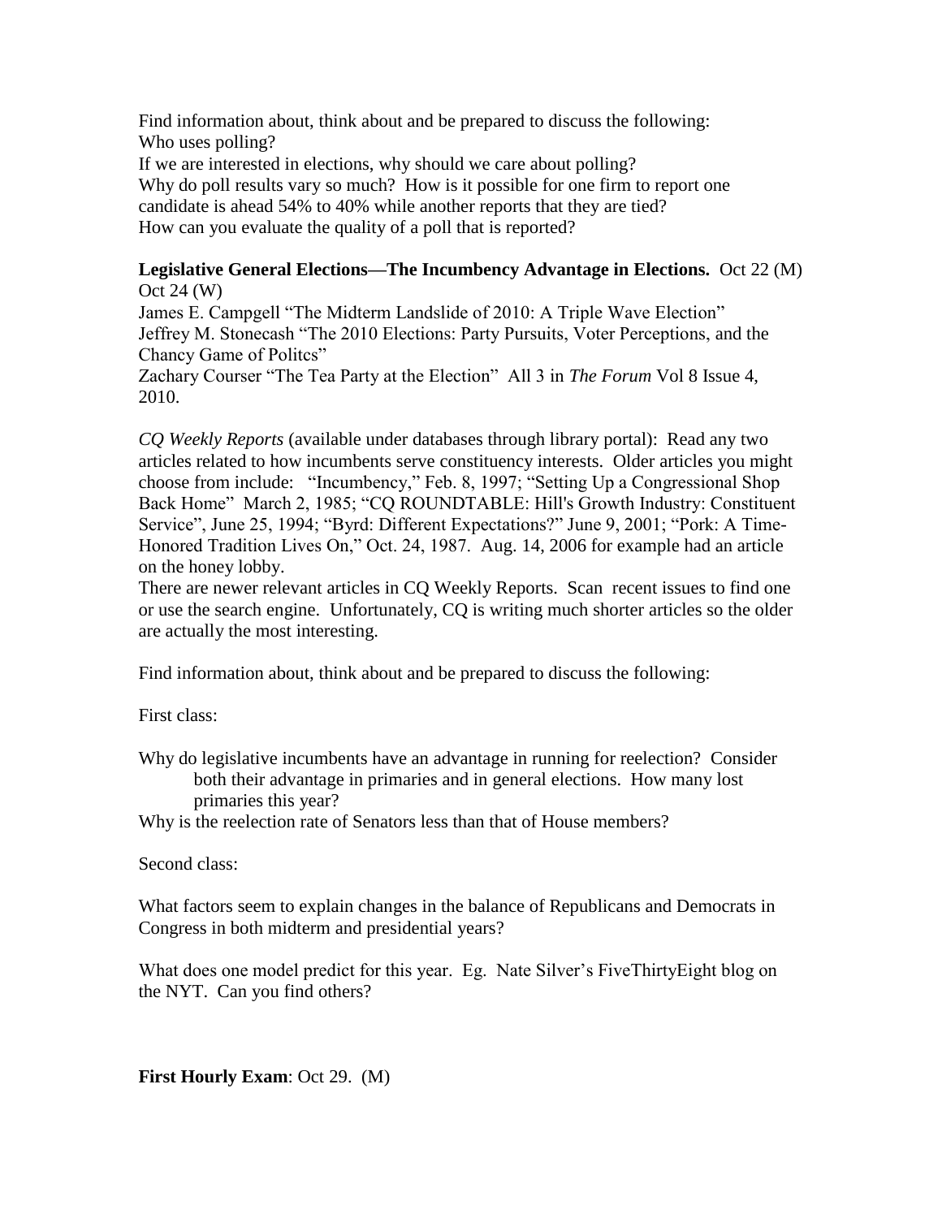Find information about, think about and be prepared to discuss the following:
Who uses polling?
If we are interested in elections, why should we care about polling?
Why do poll results vary so much? How is it possible for one firm to report one candidate is ahead 54% to 40% while another reports that they are tied?
How can you evaluate the quality of a poll that is reported?

**Legislative General Elections—The Incumbency Advantage in Elections.** Oct 22 (M) Oct 24 (W)

James E. Campgell "The Midterm Landslide of 2010: A Triple Wave Election"
Jeffrey M. Stonecash "The 2010 Elections: Party Pursuits, Voter Perceptions, and the Chancy Game of Politcs"
Zachary Courser "The Tea Party at the Election" All 3 in *The Forum* Vol 8 Issue 4, 2010.

*CQ Weekly Reports* (available under databases through library portal): Read any two articles related to how incumbents serve constituency interests. Older articles you might choose from include: "Incumbency," Feb. 8, 1997; "Setting Up a Congressional Shop Back Home" March 2, 1985; "CQ ROUNDTABLE: Hill's Growth Industry: Constituent Service", June 25, 1994; "Byrd: Different Expectations?" June 9, 2001; "Pork: A Time-Honored Tradition Lives On," Oct. 24, 1987. Aug. 14, 2006 for example had an article on the honey lobby.
There are newer relevant articles in CQ Weekly Reports. Scan recent issues to find one or use the search engine. Unfortunately, CQ is writing much shorter articles so the older are actually the most interesting.

Find information about, think about and be prepared to discuss the following:

First class:

Why do legislative incumbents have an advantage in running for reelection? Consider both their advantage in primaries and in general elections. How many lost primaries this year?
Why is the reelection rate of Senators less than that of House members?

Second class:

What factors seem to explain changes in the balance of Republicans and Democrats in Congress in both midterm and presidential years?

What does one model predict for this year. Eg. Nate Silver's FiveThirtyEight blog on the NYT. Can you find others?

**First Hourly Exam**: Oct 29. (M)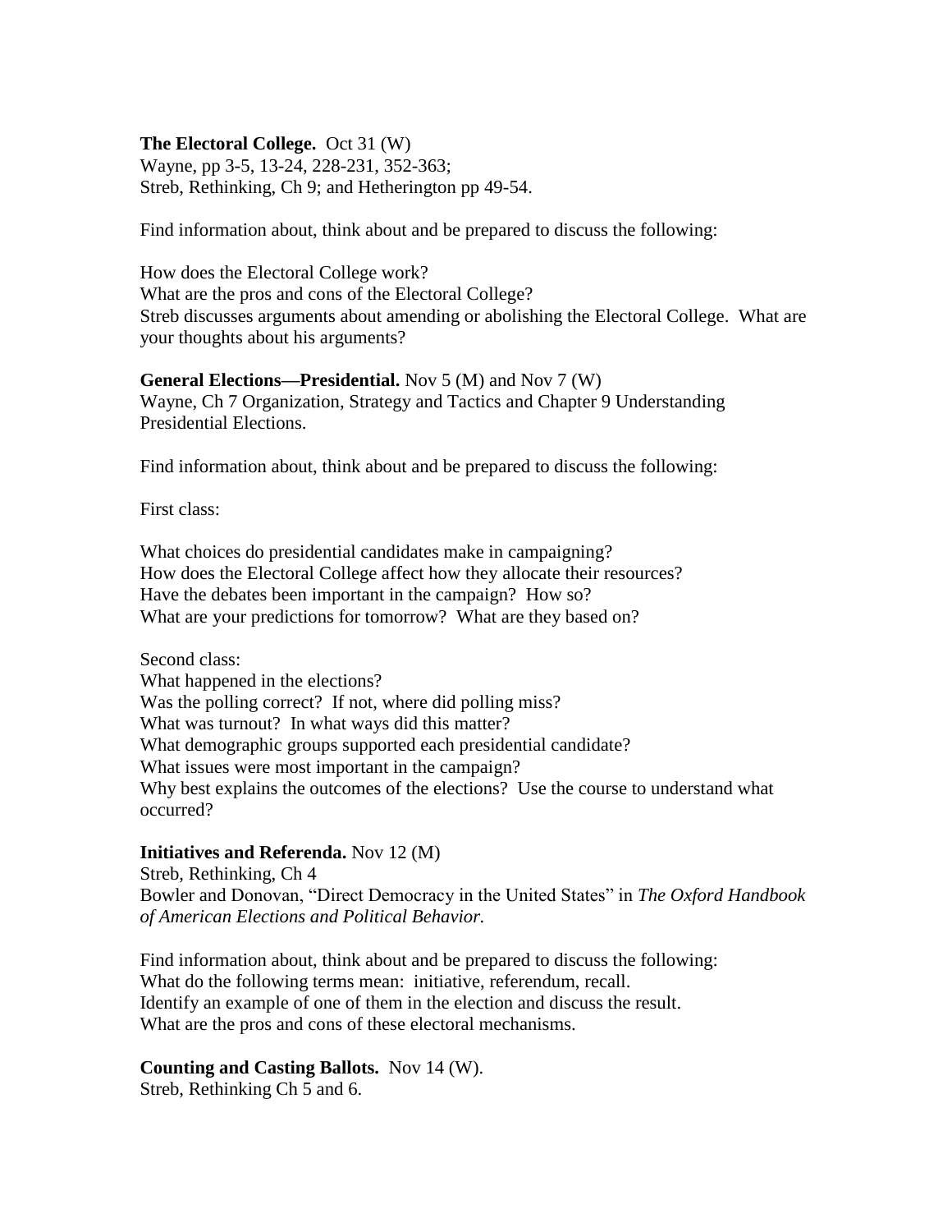**The Electoral College.** Oct 31 (W)
Wayne, pp 3-5, 13-24, 228-231, 352-363;
Streb, Rethinking, Ch 9; and Hetherington pp 49-54.

Find information about, think about and be prepared to discuss the following:

How does the Electoral College work?
What are the pros and cons of the Electoral College?
Streb discusses arguments about amending or abolishing the Electoral College. What are your thoughts about his arguments?

**General Elections—Presidential.** Nov 5 (M) and Nov 7 (W)
Wayne, Ch 7 Organization, Strategy and Tactics and Chapter 9 Understanding Presidential Elections.

Find information about, think about and be prepared to discuss the following:

First class:

What choices do presidential candidates make in campaigning?
How does the Electoral College affect how they allocate their resources?
Have the debates been important in the campaign? How so?
What are your predictions for tomorrow? What are they based on?

Second class:
What happened in the elections?
Was the polling correct? If not, where did polling miss?
What was turnout? In what ways did this matter?
What demographic groups supported each presidential candidate?
What issues were most important in the campaign?
Why best explains the outcomes of the elections? Use the course to understand what occurred?

**Initiatives and Referenda.** Nov 12 (M)
Streb, Rethinking, Ch 4
Bowler and Donovan, "Direct Democracy in the United States" in *The Oxford Handbook of American Elections and Political Behavior.*

Find information about, think about and be prepared to discuss the following:
What do the following terms mean: initiative, referendum, recall.
Identify an example of one of them in the election and discuss the result.
What are the pros and cons of these electoral mechanisms.

**Counting and Casting Ballots.** Nov 14 (W).
Streb, Rethinking Ch 5 and 6.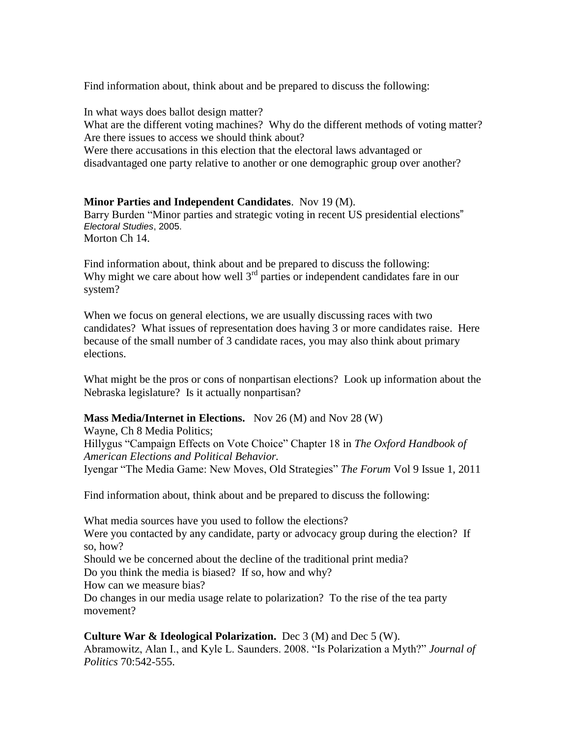Find information about, think about and be prepared to discuss the following:

In what ways does ballot design matter?
What are the different voting machines? Why do the different methods of voting matter?
Are there issues to access we should think about?
Were there accusations in this election that the electoral laws advantaged or disadvantaged one party relative to another or one demographic group over another?

**Minor Parties and Independent Candidates**. Nov 19 (M).
Barry Burden "Minor parties and strategic voting in recent US presidential elections" *Electoral Studies*, 2005.
Morton Ch 14.

Find information about, think about and be prepared to discuss the following:
Why might we care about how well 3rd parties or independent candidates fare in our system?

When we focus on general elections, we are usually discussing races with two candidates? What issues of representation does having 3 or more candidates raise. Here because of the small number of 3 candidate races, you may also think about primary elections.

What might be the pros or cons of nonpartisan elections? Look up information about the Nebraska legislature? Is it actually nonpartisan?

**Mass Media/Internet in Elections.** Nov 26 (M) and Nov 28 (W)
Wayne, Ch 8 Media Politics;
Hillygus "Campaign Effects on Vote Choice" Chapter 18 in *The Oxford Handbook of American Elections and Political Behavior.*
Iyengar "The Media Game: New Moves, Old Strategies" *The Forum* Vol 9 Issue 1, 2011

Find information about, think about and be prepared to discuss the following:

What media sources have you used to follow the elections?
Were you contacted by any candidate, party or advocacy group during the election? If so, how?
Should we be concerned about the decline of the traditional print media?
Do you think the media is biased? If so, how and why?
How can we measure bias?
Do changes in our media usage relate to polarization? To the rise of the tea party movement?

**Culture War & Ideological Polarization.** Dec 3 (M) and Dec 5 (W).
Abramowitz, Alan I., and Kyle L. Saunders. 2008. "Is Polarization a Myth?" *Journal of Politics* 70:542-555.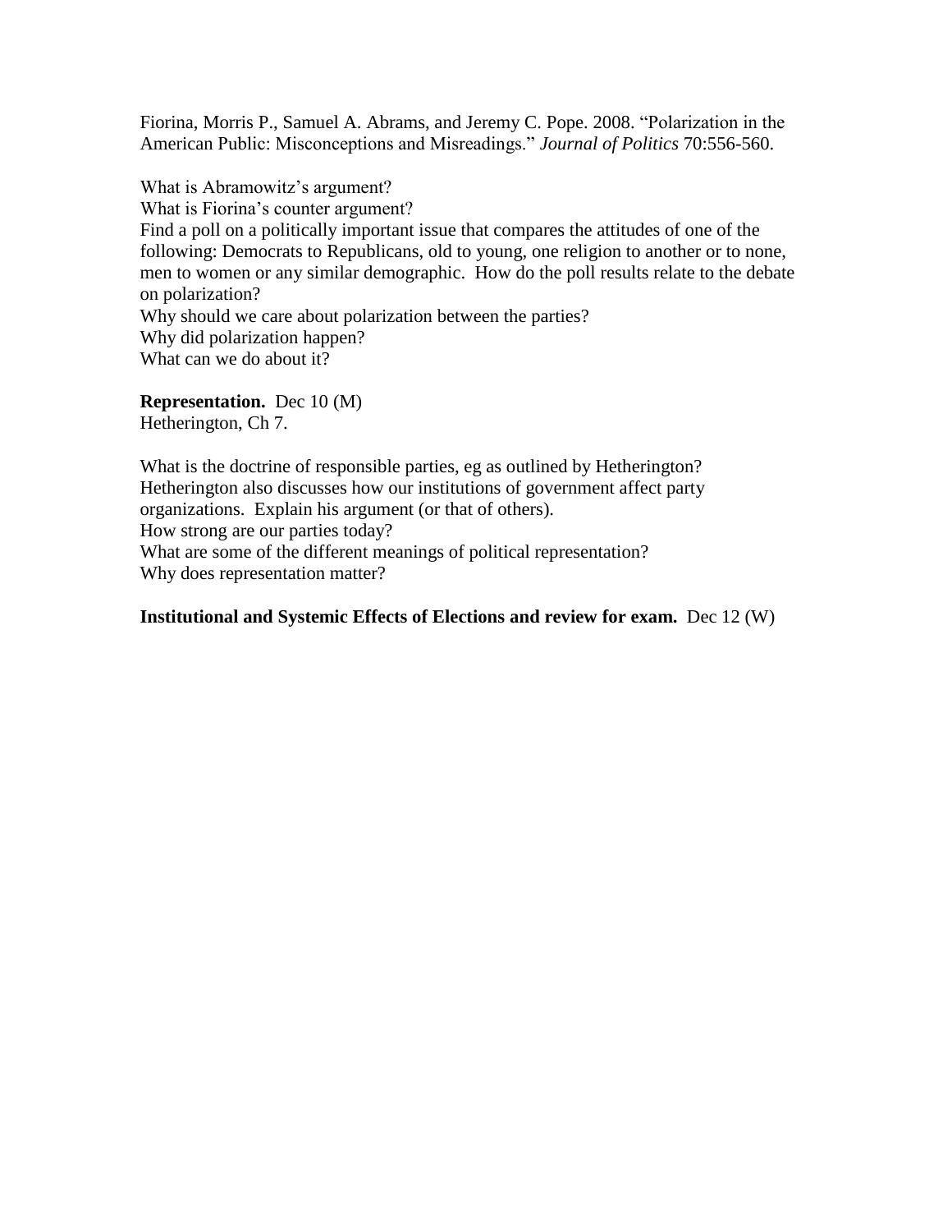Fiorina, Morris P., Samuel A. Abrams, and Jeremy C. Pope. 2008. "Polarization in the American Public: Misconceptions and Misreadings." *Journal of Politics* 70:556-560.

What is Abramowitz's argument?
What is Fiorina's counter argument?
Find a poll on a politically important issue that compares the attitudes of one of the following: Democrats to Republicans, old to young, one religion to another or to none, men to women or any similar demographic. How do the poll results relate to the debate on polarization?
Why should we care about polarization between the parties?
Why did polarization happen?
What can we do about it?

**Representation.** Dec 10 (M)
Hetherington, Ch 7.

What is the doctrine of responsible parties, eg as outlined by Hetherington?
Hetherington also discusses how our institutions of government affect party organizations. Explain his argument (or that of others).
How strong are our parties today?
What are some of the different meanings of political representation?
Why does representation matter?

**Institutional and Systemic Effects of Elections and review for exam.** Dec 12 (W)